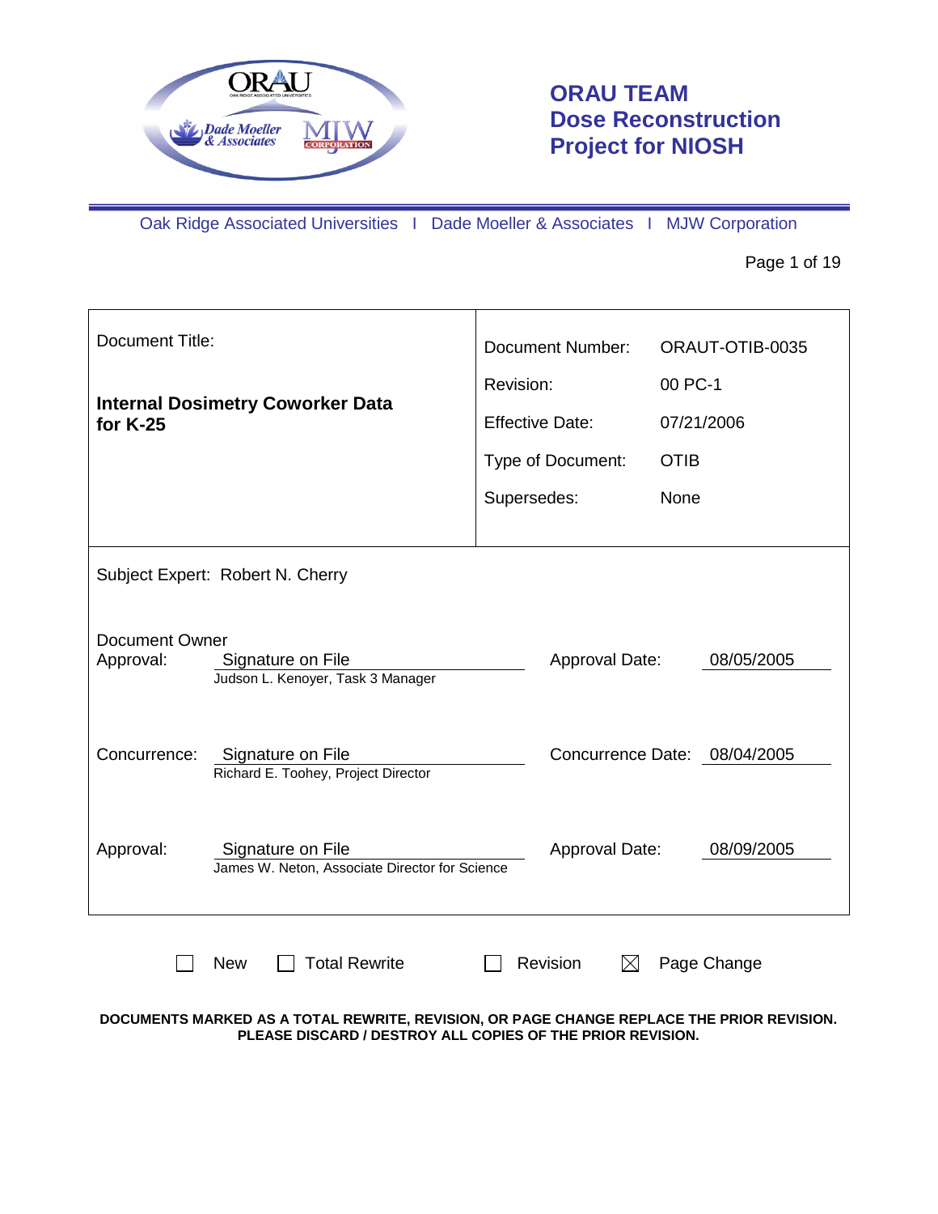# ORAU TEAM Dose Reconstruction Project for NIOSH

Oak Ridge Associated Universities I Dade Moeller & Associates I MJW Corporation

| Document Title: | Document Number: | ORAUT-OTIB-0035 |
|---|---|---|
| **Internal Dosimetry Coworker Data for K-25** | Revision: | 00 PC-1 |
| | Effective Date: | 07/21/2006 |
| | Type of Document: | OTIB |
| | Supersedes: | None |

Subject Expert: Robert N. Cherry

| | | | |
|---|---|---|---|
| Document Owner Approval: | Signature on File<br>Judson L. Kenoyer, Task 3 Manager | Approval Date: | 08/05/2005 |
| Concurrence: | Signature on File<br>Richard E. Toohey, Project Director | Concurrence Date: | 08/04/2005 |
| Approval: | Signature on File<br>James W. Neton, Associate Director for Science | Approval Date: | 08/09/2005 |

☐ New ☐ Total Rewrite ☐ Revision ☒ Page Change

**DOCUMENTS MARKED AS A TOTAL REWRITE, REVISION, OR PAGE CHANGE REPLACE THE PRIOR REVISION. PLEASE DISCARD / DESTROY ALL COPIES OF THE PRIOR REVISION.**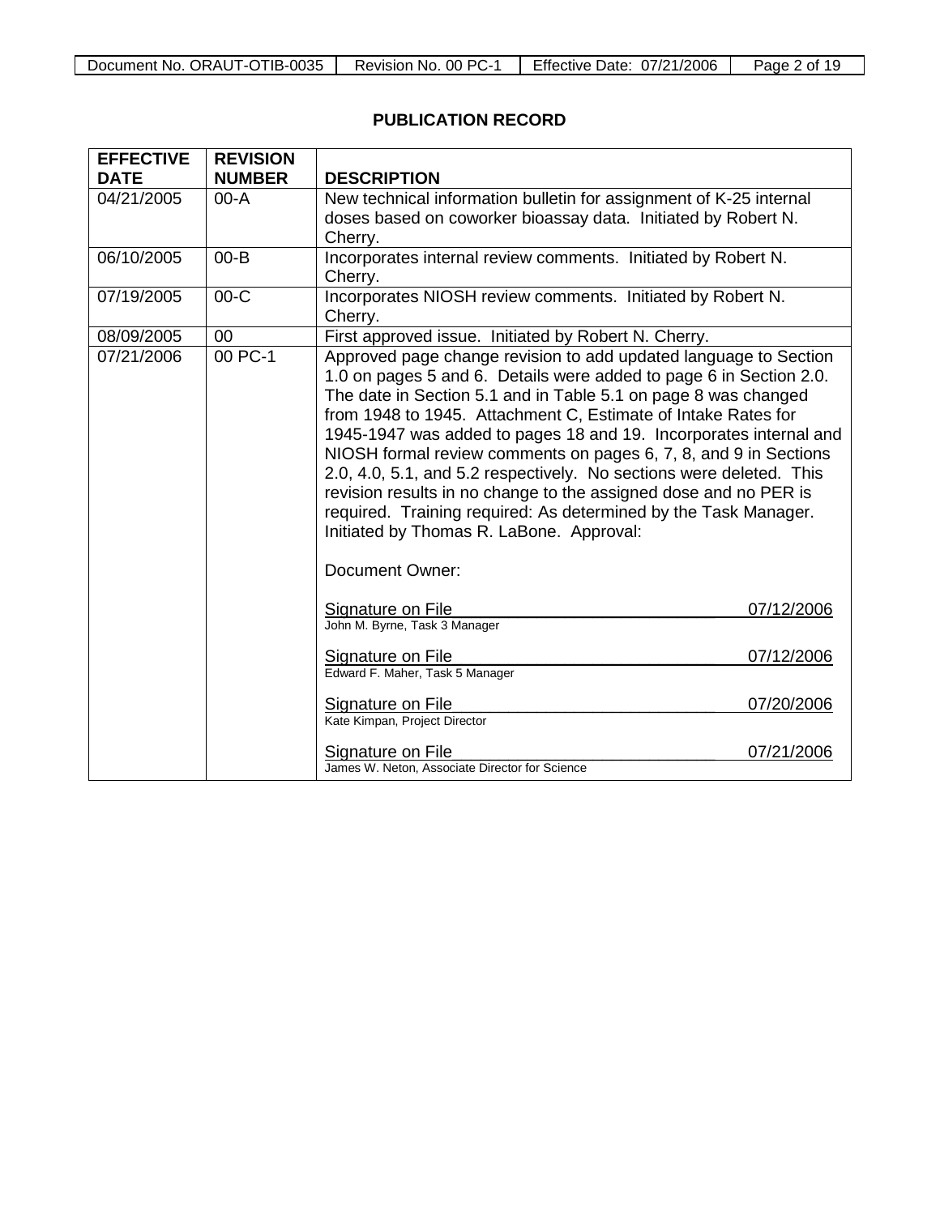## PUBLICATION RECORD

| EFFECTIVE DATE | REVISION NUMBER | DESCRIPTION |
|---|---|---|
| 04/21/2005 | 00-A | New technical information bulletin for assignment of K-25 internal doses based on coworker bioassay data. Initiated by Robert N. Cherry. |
| 06/10/2005 | 00-B | Incorporates internal review comments. Initiated by Robert N. Cherry. |
| 07/19/2005 | 00-C | Incorporates NIOSH review comments. Initiated by Robert N. Cherry. |
| 08/09/2005 | 00 | First approved issue. Initiated by Robert N. Cherry. |
| 07/21/2006 | 00 PC-1 | Approved page change revision to add updated language to Section 1.0 on pages 5 and 6. Details were added to page 6 in Section 2.0. The date in Section 5.1 and in Table 5.1 on page 8 was changed from 1948 to 1945. Attachment C, Estimate of Intake Rates for 1945-1947 was added to pages 18 and 19. Incorporates internal and NIOSH formal review comments on pages 6, 7, 8, and 9 in Sections 2.0, 4.0, 5.1, and 5.2 respectively. No sections were deleted. This revision results in no change to the assigned dose and no PER is required. Training required: As determined by the Task Manager. Initiated by Thomas R. LaBone. Approval:<br><br>Document Owner:<br><br>Signature on File 07/12/2006<br>John M. Byrne, Task 3 Manager<br><br>Signature on File 07/12/2006<br>Edward F. Maher, Task 5 Manager<br><br>Signature on File 07/20/2006<br>Kate Kimpan, Project Director<br><br>Signature on File 07/21/2006<br>James W. Neton, Associate Director for Science |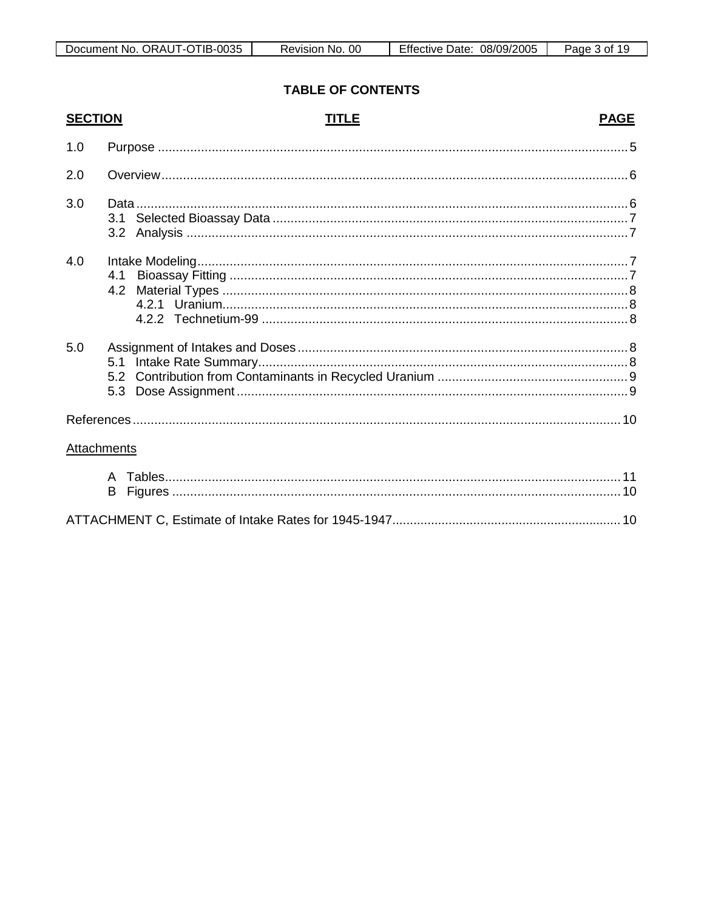## TABLE OF CONTENTS

| SECTION | TITLE | PAGE |
|---|---|---|
| 1.0 | Purpose | 5 |
| 2.0 | Overview | 6 |
| 3.0 | Data | 6 |
| | 3.1 Selected Bioassay Data | 7 |
| | 3.2 Analysis | 7 |
| 4.0 | Intake Modeling | 7 |
| | 4.1 Bioassay Fitting | 7 |
| | 4.2 Material Types | 8 |
| | 4.2.1 Uranium | 8 |
| | 4.2.2 Technetium-99 | 8 |
| 5.0 | Assignment of Intakes and Doses | 8 |
| | 5.1 Intake Rate Summary | 8 |
| | 5.2 Contribution from Contaminants in Recycled Uranium | 9 |
| | 5.3 Dose Assignment | 9 |
| References | | 10 |
| Attachments | | |
| | A Tables | 11 |
| | B Figures | 10 |
| ATTACHMENT C, Estimate of Intake Rates for 1945-1947 | | 10 |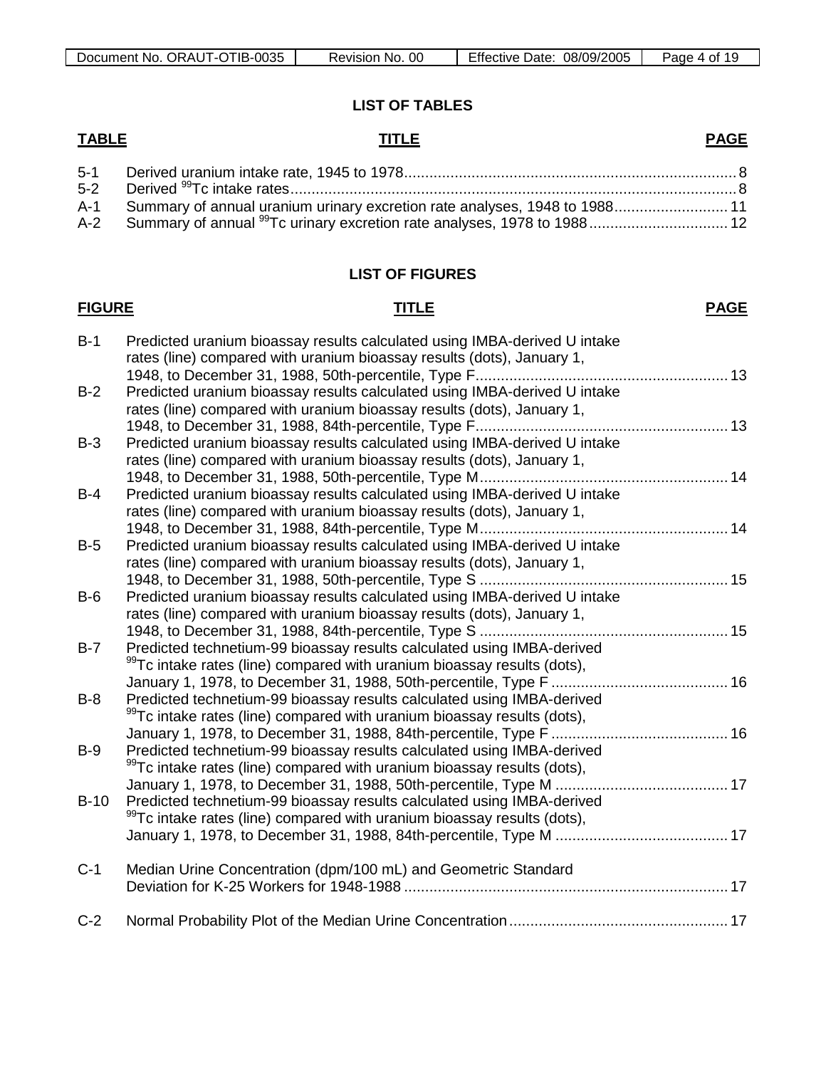## LIST OF TABLES

| TABLE | TITLE | PAGE |
|---|---|---|
| 5-1 | Derived uranium intake rate, 1945 to 1978 | 8 |
| 5-2 | Derived $^{99}$Tc intake rates | 8 |
| A-1 | Summary of annual uranium urinary excretion rate analyses, 1948 to 1988 | 11 |
| A-2 | Summary of annual $^{99}$Tc urinary excretion rate analyses, 1978 to 1988 | 12 |

## LIST OF FIGURES

| FIGURE | TITLE | PAGE |
|---|---|---|
| B-1 | Predicted uranium bioassay results calculated using IMBA-derived U intake rates (line) compared with uranium bioassay results (dots), January 1, 1948, to December 31, 1988, 50th-percentile, Type F | 13 |
| B-2 | Predicted uranium bioassay results calculated using IMBA-derived U intake rates (line) compared with uranium bioassay results (dots), January 1, 1948, to December 31, 1988, 84th-percentile, Type F | 13 |
| B-3 | Predicted uranium bioassay results calculated using IMBA-derived U intake rates (line) compared with uranium bioassay results (dots), January 1, 1948, to December 31, 1988, 50th-percentile, Type M | 14 |
| B-4 | Predicted uranium bioassay results calculated using IMBA-derived U intake rates (line) compared with uranium bioassay results (dots), January 1, 1948, to December 31, 1988, 84th-percentile, Type M | 14 |
| B-5 | Predicted uranium bioassay results calculated using IMBA-derived U intake rates (line) compared with uranium bioassay results (dots), January 1, 1948, to December 31, 1988, 50th-percentile, Type S | 15 |
| B-6 | Predicted uranium bioassay results calculated using IMBA-derived U intake rates (line) compared with uranium bioassay results (dots), January 1, 1948, to December 31, 1988, 84th-percentile, Type S | 15 |
| B-7 | Predicted technetium-99 bioassay results calculated using IMBA-derived $^{99}$Tc intake rates (line) compared with uranium bioassay results (dots), January 1, 1978, to December 31, 1988, 50th-percentile, Type F | 16 |
| B-8 | Predicted technetium-99 bioassay results calculated using IMBA-derived $^{99}$Tc intake rates (line) compared with uranium bioassay results (dots), January 1, 1978, to December 31, 1988, 84th-percentile, Type F | 16 |
| B-9 | Predicted technetium-99 bioassay results calculated using IMBA-derived $^{99}$Tc intake rates (line) compared with uranium bioassay results (dots), January 1, 1978, to December 31, 1988, 50th-percentile, Type M | 17 |
| B-10 | Predicted technetium-99 bioassay results calculated using IMBA-derived $^{99}$Tc intake rates (line) compared with uranium bioassay results (dots), January 1, 1978, to December 31, 1988, 84th-percentile, Type M | 17 |
| C-1 | Median Urine Concentration (dpm/100 mL) and Geometric Standard Deviation for K-25 Workers for 1948-1988 | 17 |
| C-2 | Normal Probability Plot of the Median Urine Concentration | 17 |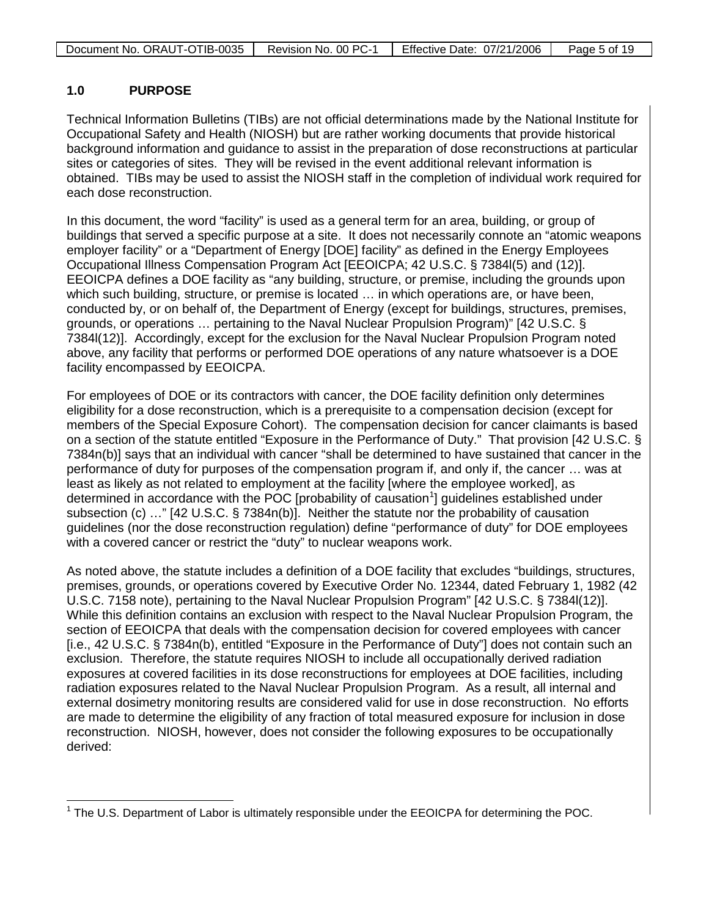## 1.0 PURPOSE

Technical Information Bulletins (TIBs) are not official determinations made by the National Institute for Occupational Safety and Health (NIOSH) but are rather working documents that provide historical background information and guidance to assist in the preparation of dose reconstructions at particular sites or categories of sites. They will be revised in the event additional relevant information is obtained. TIBs may be used to assist the NIOSH staff in the completion of individual work required for each dose reconstruction.

In this document, the word "facility" is used as a general term for an area, building, or group of buildings that served a specific purpose at a site. It does not necessarily connote an "atomic weapons employer facility" or a "Department of Energy [DOE] facility" as defined in the Energy Employees Occupational Illness Compensation Program Act [EEOICPA; 42 U.S.C. § 7384l(5) and (12)]. EEOICPA defines a DOE facility as "any building, structure, or premise, including the grounds upon which such building, structure, or premise is located … in which operations are, or have been, conducted by, or on behalf of, the Department of Energy (except for buildings, structures, premises, grounds, or operations … pertaining to the Naval Nuclear Propulsion Program)" [42 U.S.C. § 7384l(12)]. Accordingly, except for the exclusion for the Naval Nuclear Propulsion Program noted above, any facility that performs or performed DOE operations of any nature whatsoever is a DOE facility encompassed by EEOICPA.

For employees of DOE or its contractors with cancer, the DOE facility definition only determines eligibility for a dose reconstruction, which is a prerequisite to a compensation decision (except for members of the Special Exposure Cohort). The compensation decision for cancer claimants is based on a section of the statute entitled "Exposure in the Performance of Duty." That provision [42 U.S.C. § 7384n(b)] says that an individual with cancer "shall be determined to have sustained that cancer in the performance of duty for purposes of the compensation program if, and only if, the cancer … was at least as likely as not related to employment at the facility [where the employee worked], as determined in accordance with the POC [probability of causation[1]] guidelines established under subsection (c) …" [42 U.S.C. § 7384n(b)]. Neither the statute nor the probability of causation guidelines (nor the dose reconstruction regulation) define "performance of duty" for DOE employees with a covered cancer or restrict the "duty" to nuclear weapons work.

As noted above, the statute includes a definition of a DOE facility that excludes "buildings, structures, premises, grounds, or operations covered by Executive Order No. 12344, dated February 1, 1982 (42 U.S.C. 7158 note), pertaining to the Naval Nuclear Propulsion Program" [42 U.S.C. § 7384l(12)]. While this definition contains an exclusion with respect to the Naval Nuclear Propulsion Program, the section of EEOICPA that deals with the compensation decision for covered employees with cancer [i.e., 42 U.S.C. § 7384n(b), entitled "Exposure in the Performance of Duty"] does not contain such an exclusion. Therefore, the statute requires NIOSH to include all occupationally derived radiation exposures at covered facilities in its dose reconstructions for employees at DOE facilities, including radiation exposures related to the Naval Nuclear Propulsion Program. As a result, all internal and external dosimetry monitoring results are considered valid for use in dose reconstruction. No efforts are made to determine the eligibility of any fraction of total measured exposure for inclusion in dose reconstruction. NIOSH, however, does not consider the following exposures to be occupationally derived:

---

[1] The U.S. Department of Labor is ultimately responsible under the EEOICPA for determining the POC.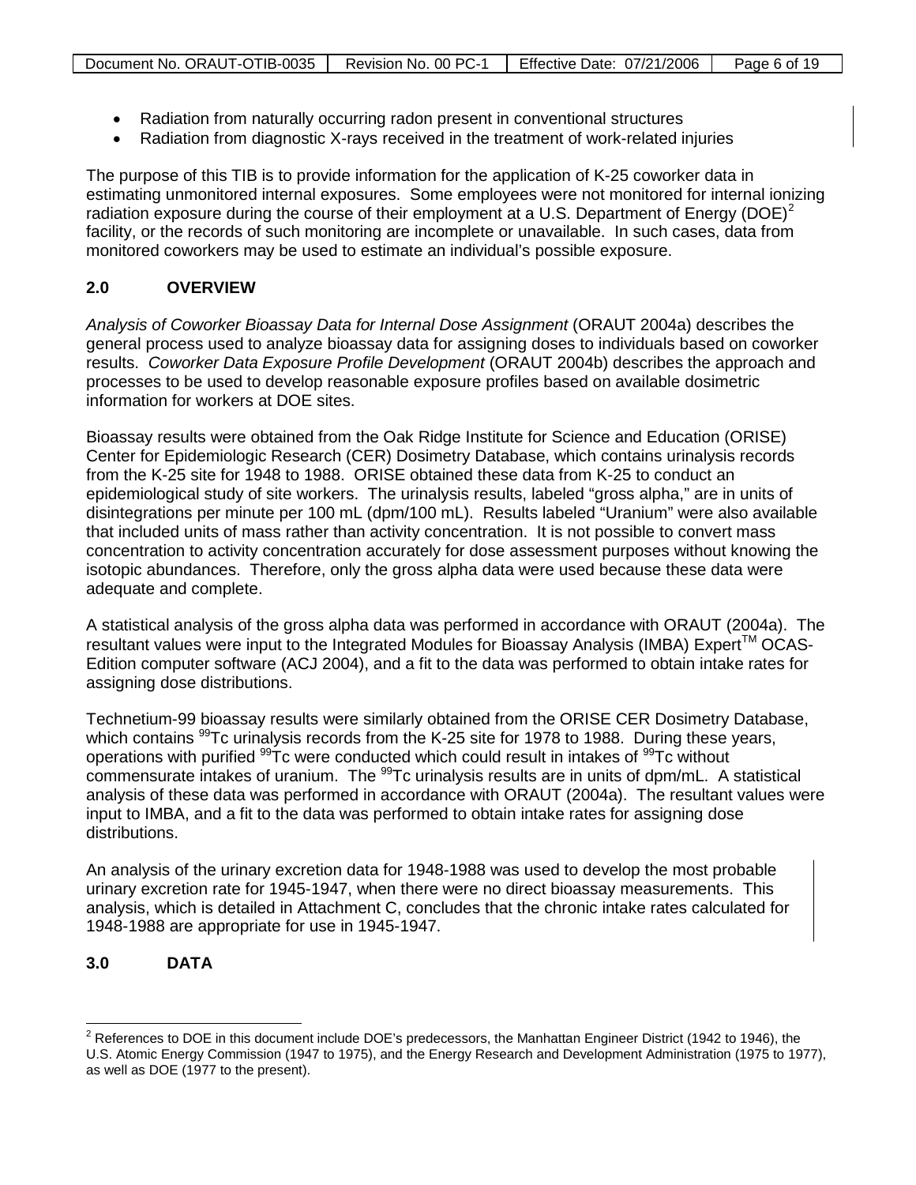- Radiation from naturally occurring radon present in conventional structures
- Radiation from diagnostic X-rays received in the treatment of work-related injuries

The purpose of this TIB is to provide information for the application of K-25 coworker data in estimating unmonitored internal exposures. Some employees were not monitored for internal ionizing radiation exposure during the course of their employment at a U.S. Department of Energy (DOE)[2] facility, or the records of such monitoring are incomplete or unavailable. In such cases, data from monitored coworkers may be used to estimate an individual's possible exposure.

## 2.0 OVERVIEW

*Analysis of Coworker Bioassay Data for Internal Dose Assignment* (ORAUT 2004a) describes the general process used to analyze bioassay data for assigning doses to individuals based on coworker results. *Coworker Data Exposure Profile Development* (ORAUT 2004b) describes the approach and processes to be used to develop reasonable exposure profiles based on available dosimetric information for workers at DOE sites.

Bioassay results were obtained from the Oak Ridge Institute for Science and Education (ORISE) Center for Epidemiologic Research (CER) Dosimetry Database, which contains urinalysis records from the K-25 site for 1948 to 1988. ORISE obtained these data from K-25 to conduct an epidemiological study of site workers. The urinalysis results, labeled "gross alpha," are in units of disintegrations per minute per 100 mL (dpm/100 mL). Results labeled "Uranium" were also available that included units of mass rather than activity concentration. It is not possible to convert mass concentration to activity concentration accurately for dose assessment purposes without knowing the isotopic abundances. Therefore, only the gross alpha data were used because these data were adequate and complete.

A statistical analysis of the gross alpha data was performed in accordance with ORAUT (2004a). The resultant values were input to the Integrated Modules for Bioassay Analysis (IMBA) Expert™ OCAS-Edition computer software (ACJ 2004), and a fit to the data was performed to obtain intake rates for assigning dose distributions.

Technetium-99 bioassay results were similarly obtained from the ORISE CER Dosimetry Database, which contains $^{99}$Tc urinalysis records from the K-25 site for 1978 to 1988. During these years, operations with purified $^{99}$Tc were conducted which could result in intakes of $^{99}$Tc without commensurate intakes of uranium. The $^{99}$Tc urinalysis results are in units of dpm/mL. A statistical analysis of these data was performed in accordance with ORAUT (2004a). The resultant values were input to IMBA, and a fit to the data was performed to obtain intake rates for assigning dose distributions.

An analysis of the urinary excretion data for 1948-1988 was used to develop the most probable urinary excretion rate for 1945-1947, when there were no direct bioassay measurements. This analysis, which is detailed in Attachment C, concludes that the chronic intake rates calculated for 1948-1988 are appropriate for use in 1945-1947.

## 3.0 DATA

[2] References to DOE in this document include DOE's predecessors, the Manhattan Engineer District (1942 to 1946), the U.S. Atomic Energy Commission (1947 to 1975), and the Energy Research and Development Administration (1975 to 1977), as well as DOE (1977 to the present).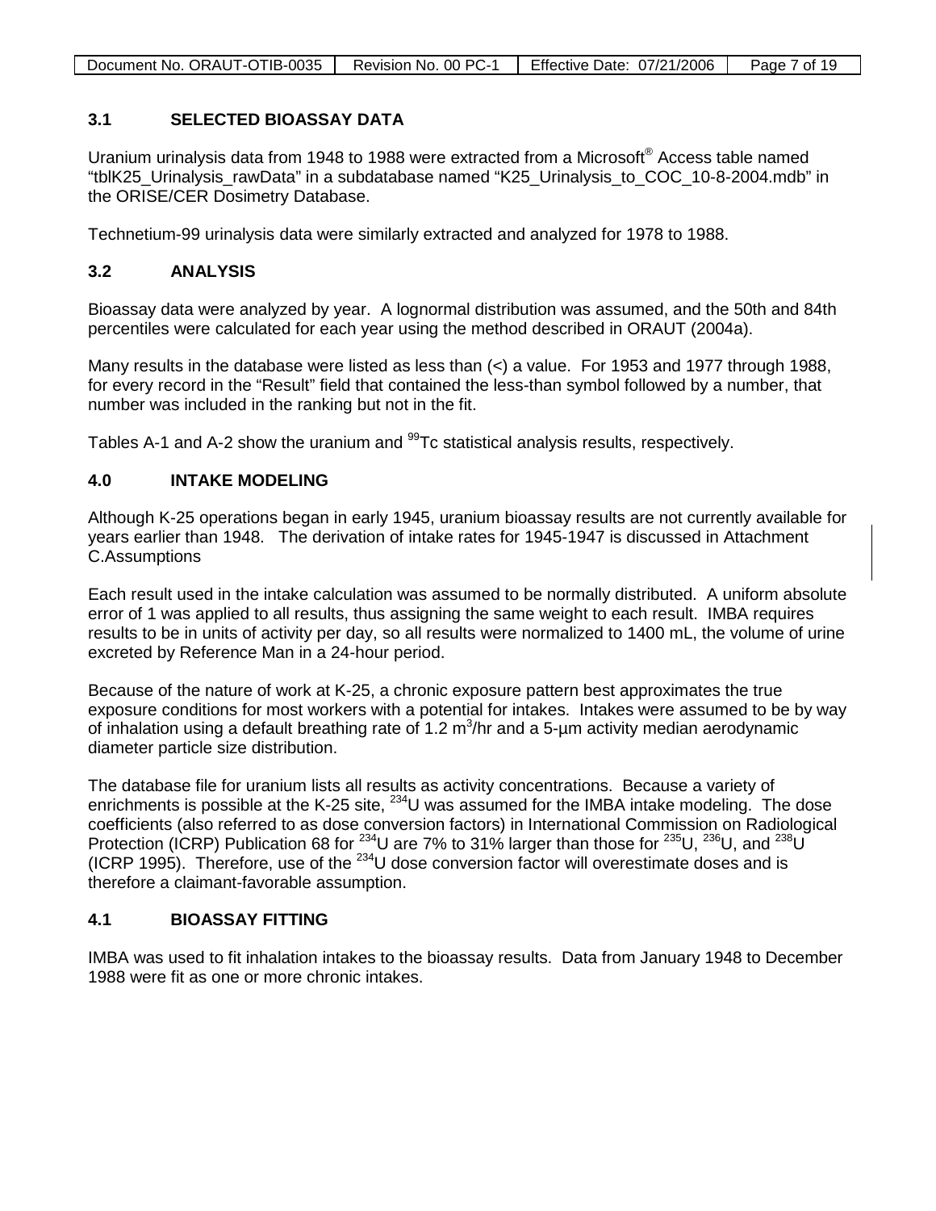### 3.1 SELECTED BIOASSAY DATA

Uranium urinalysis data from 1948 to 1988 were extracted from a Microsoft® Access table named "tblK25_Urinalysis_rawData" in a subdatabase named "K25_Urinalysis_to_COC_10-8-2004.mdb" in the ORISE/CER Dosimetry Database.

Technetium-99 urinalysis data were similarly extracted and analyzed for 1978 to 1988.

### 3.2 ANALYSIS

Bioassay data were analyzed by year. A lognormal distribution was assumed, and the 50th and 84th percentiles were calculated for each year using the method described in ORAUT (2004a).

Many results in the database were listed as less than (<) a value. For 1953 and 1977 through 1988, for every record in the "Result" field that contained the less-than symbol followed by a number, that number was included in the ranking but not in the fit.

Tables A-1 and A-2 show the uranium and $^{99}$Tc statistical analysis results, respectively.

## 4.0 INTAKE MODELING

Although K-25 operations began in early 1945, uranium bioassay results are not currently available for years earlier than 1948. The derivation of intake rates for 1945-1947 is discussed in Attachment C.Assumptions

Each result used in the intake calculation was assumed to be normally distributed. A uniform absolute error of 1 was applied to all results, thus assigning the same weight to each result. IMBA requires results to be in units of activity per day, so all results were normalized to 1400 mL, the volume of urine excreted by Reference Man in a 24-hour period.

Because of the nature of work at K-25, a chronic exposure pattern best approximates the true exposure conditions for most workers with a potential for intakes. Intakes were assumed to be by way of inhalation using a default breathing rate of 1.2 $m^3$/hr and a 5-μm activity median aerodynamic diameter particle size distribution.

The database file for uranium lists all results as activity concentrations. Because a variety of enrichments is possible at the K-25 site, $^{234}$U was assumed for the IMBA intake modeling. The dose coefficients (also referred to as dose conversion factors) in International Commission on Radiological Protection (ICRP) Publication 68 for $^{234}$U are 7% to 31% larger than those for $^{235}$U, $^{236}$U, and $^{238}$U (ICRP 1995). Therefore, use of the $^{234}$U dose conversion factor will overestimate doses and is therefore a claimant-favorable assumption.

### 4.1 BIOASSAY FITTING

IMBA was used to fit inhalation intakes to the bioassay results. Data from January 1948 to December 1988 were fit as one or more chronic intakes.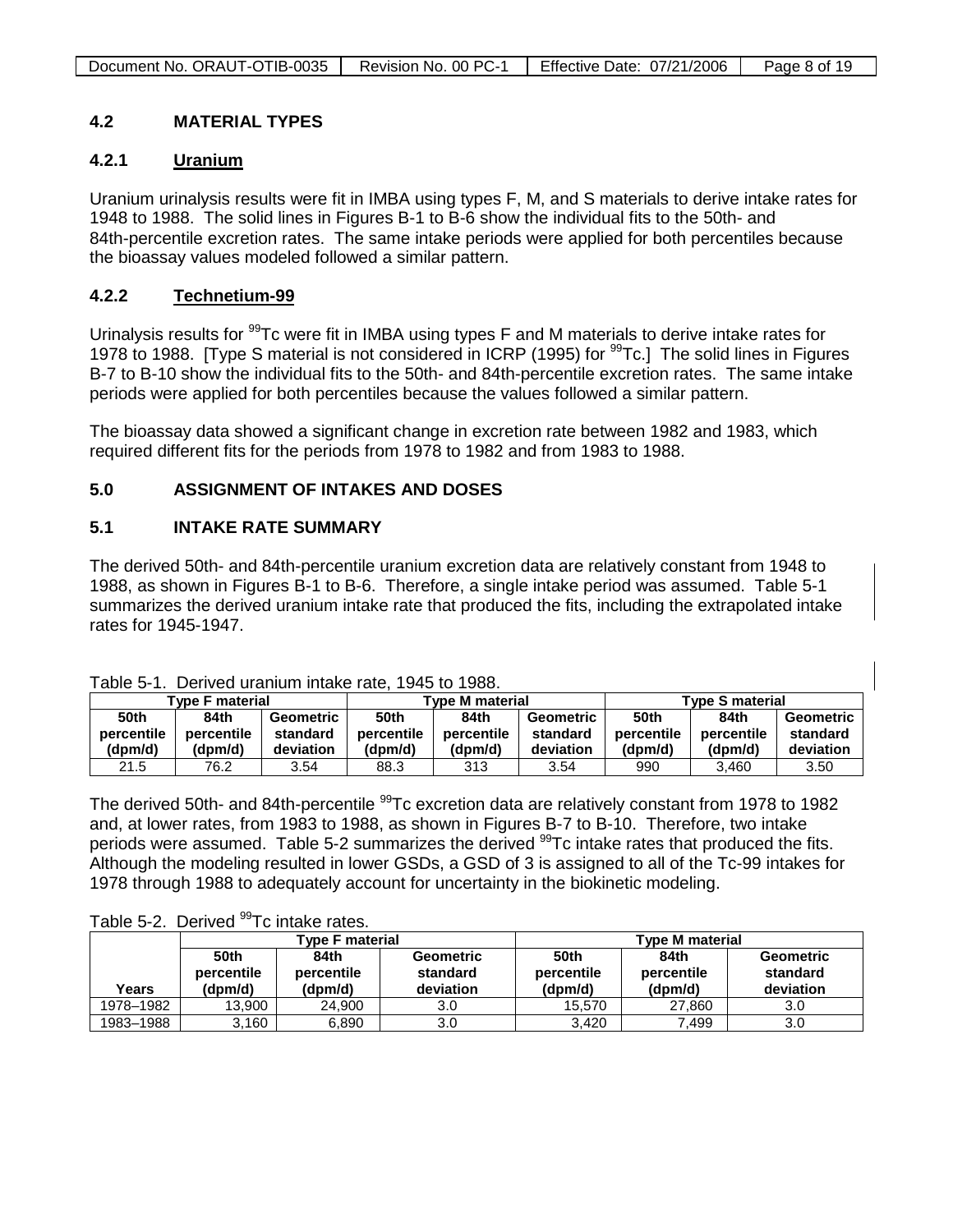## 4.2 MATERIAL TYPES

### 4.2.1 Uranium

Uranium urinalysis results were fit in IMBA using types F, M, and S materials to derive intake rates for 1948 to 1988. The solid lines in Figures B-1 to B-6 show the individual fits to the 50th- and 84th-percentile excretion rates. The same intake periods were applied for both percentiles because the bioassay values modeled followed a similar pattern.

### 4.2.2 Technetium-99

Urinalysis results for $^{99}$Tc were fit in IMBA using types F and M materials to derive intake rates for 1978 to 1988. [Type S material is not considered in ICRP (1995) for $^{99}$Tc.] The solid lines in Figures B-7 to B-10 show the individual fits to the 50th- and 84th-percentile excretion rates. The same intake periods were applied for both percentiles because the values followed a similar pattern.

The bioassay data showed a significant change in excretion rate between 1982 and 1983, which required different fits for the periods from 1978 to 1982 and from 1983 to 1988.

## 5.0 ASSIGNMENT OF INTAKES AND DOSES

## 5.1 INTAKE RATE SUMMARY

The derived 50th- and 84th-percentile uranium excretion data are relatively constant from 1948 to 1988, as shown in Figures B-1 to B-6. Therefore, a single intake period was assumed. Table 5-1 summarizes the derived uranium intake rate that produced the fits, including the extrapolated intake rates for 1945-1947.

Table 5-1. Derived uranium intake rate, 1945 to 1988.

| Type F material | | | Type M material | | | Type S material | | |
|---|---|---|---|---|---|---|---|---|
| 50th percentile (dpm/d) | 84th percentile (dpm/d) | Geometric standard deviation | 50th percentile (dpm/d) | 84th percentile (dpm/d) | Geometric standard deviation | 50th percentile (dpm/d) | 84th percentile (dpm/d) | Geometric standard deviation |
| 21.5 | 76.2 | 3.54 | 88.3 | 313 | 3.54 | 990 | 3,460 | 3.50 |

The derived 50th- and 84th-percentile $^{99}$Tc excretion data are relatively constant from 1978 to 1982 and, at lower rates, from 1983 to 1988, as shown in Figures B-7 to B-10. Therefore, two intake periods were assumed. Table 5-2 summarizes the derived $^{99}$Tc intake rates that produced the fits. Although the modeling resulted in lower GSDs, a GSD of 3 is assigned to all of the Tc-99 intakes for 1978 through 1988 to adequately account for uncertainty in the biokinetic modeling.

Table 5-2. Derived $^{99}$Tc intake rates.

| | Type F material | | | Type M material | | |
|---|---|---|---|---|---|---|
| Years | 50th percentile (dpm/d) | 84th percentile (dpm/d) | Geometric standard deviation | 50th percentile (dpm/d) | 84th percentile (dpm/d) | Geometric standard deviation |
| 1978–1982 | 13,900 | 24,900 | 3.0 | 15,570 | 27,860 | 3.0 |
| 1983–1988 | 3,160 | 6,890 | 3.0 | 3,420 | 7,499 | 3.0 |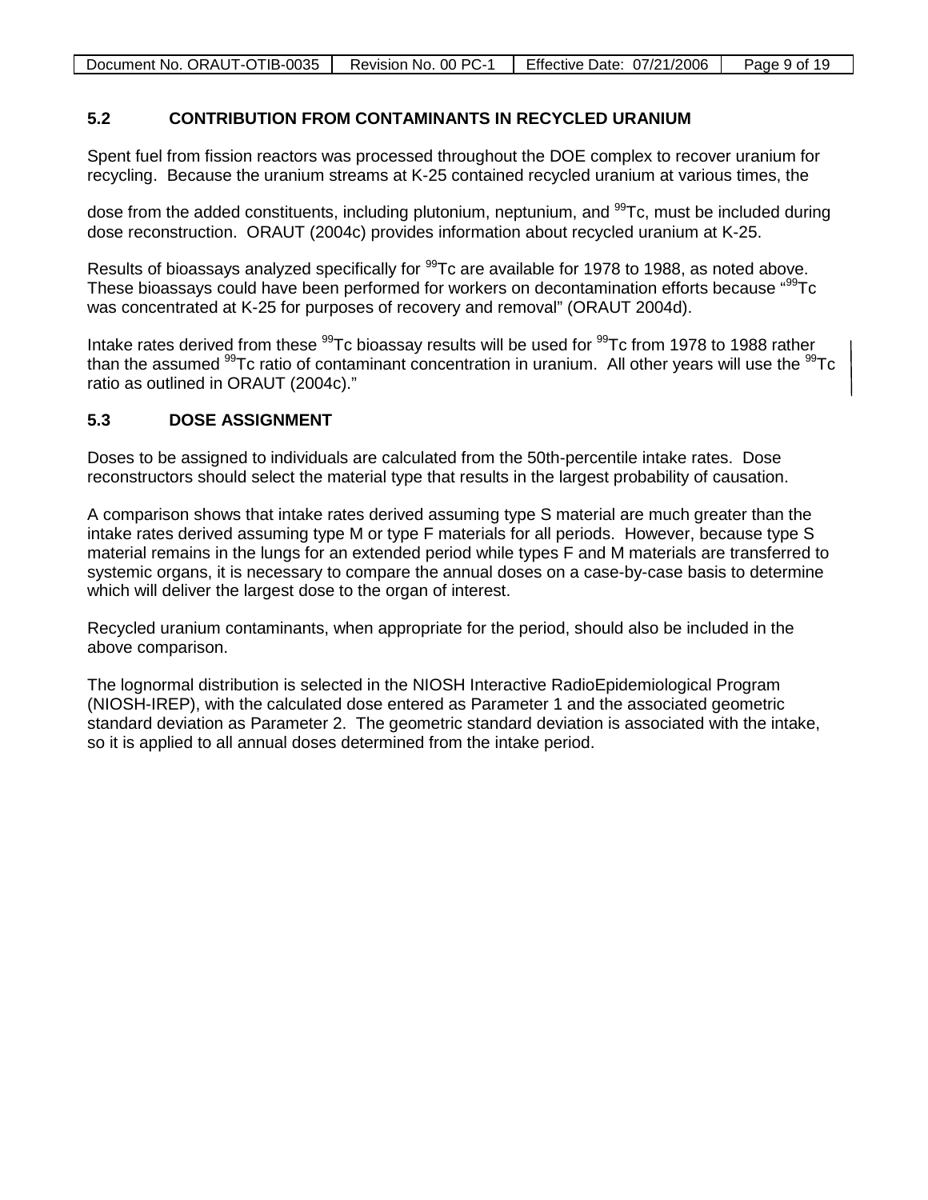## 5.2 CONTRIBUTION FROM CONTAMINANTS IN RECYCLED URANIUM

Spent fuel from fission reactors was processed throughout the DOE complex to recover uranium for recycling. Because the uranium streams at K-25 contained recycled uranium at various times, the dose from the added constituents, including plutonium, neptunium, and $^{99}$Tc, must be included during dose reconstruction. ORAUT (2004c) provides information about recycled uranium at K-25.

Results of bioassays analyzed specifically for $^{99}$Tc are available for 1978 to 1988, as noted above. These bioassays could have been performed for workers on decontamination efforts because "$^{99}$Tc was concentrated at K-25 for purposes of recovery and removal" (ORAUT 2004d).

Intake rates derived from these $^{99}$Tc bioassay results will be used for $^{99}$Tc from 1978 to 1988 rather than the assumed $^{99}$Tc ratio of contaminant concentration in uranium. All other years will use the $^{99}$Tc ratio as outlined in ORAUT (2004c)."

## 5.3 DOSE ASSIGNMENT

Doses to be assigned to individuals are calculated from the 50th-percentile intake rates. Dose reconstructors should select the material type that results in the largest probability of causation.

A comparison shows that intake rates derived assuming type S material are much greater than the intake rates derived assuming type M or type F materials for all periods. However, because type S material remains in the lungs for an extended period while types F and M materials are transferred to systemic organs, it is necessary to compare the annual doses on a case-by-case basis to determine which will deliver the largest dose to the organ of interest.

Recycled uranium contaminants, when appropriate for the period, should also be included in the above comparison.

The lognormal distribution is selected in the NIOSH Interactive RadioEpidemiological Program (NIOSH-IREP), with the calculated dose entered as Parameter 1 and the associated geometric standard deviation as Parameter 2. The geometric standard deviation is associated with the intake, so it is applied to all annual doses determined from the intake period.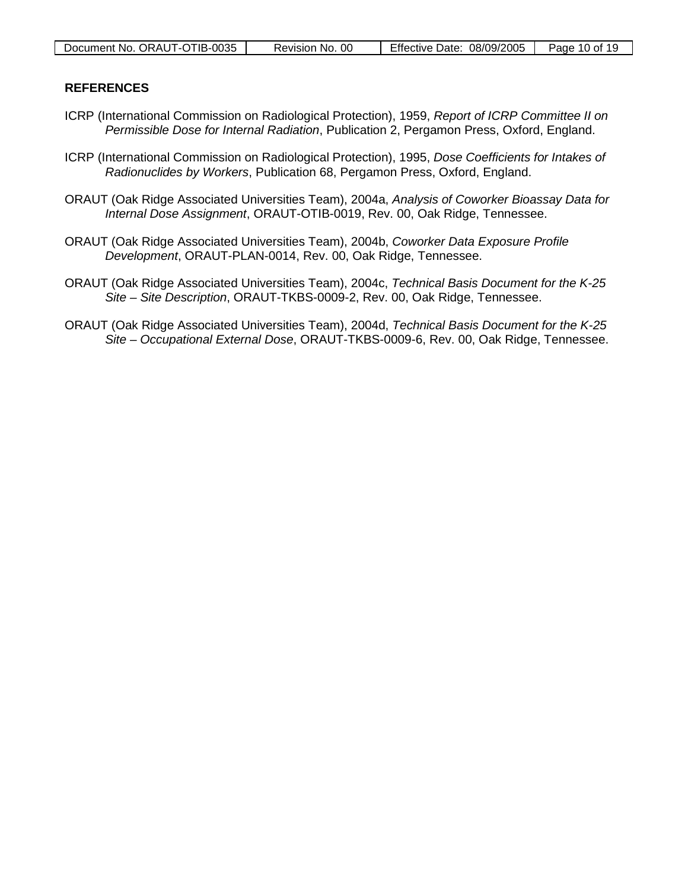## REFERENCES

ICRP (International Commission on Radiological Protection), 1959, *Report of ICRP Committee II on Permissible Dose for Internal Radiation*, Publication 2, Pergamon Press, Oxford, England.

ICRP (International Commission on Radiological Protection), 1995, *Dose Coefficients for Intakes of Radionuclides by Workers*, Publication 68, Pergamon Press, Oxford, England.

ORAUT (Oak Ridge Associated Universities Team), 2004a, *Analysis of Coworker Bioassay Data for Internal Dose Assignment*, ORAUT-OTIB-0019, Rev. 00, Oak Ridge, Tennessee.

ORAUT (Oak Ridge Associated Universities Team), 2004b, *Coworker Data Exposure Profile Development*, ORAUT-PLAN-0014, Rev. 00, Oak Ridge, Tennessee.

ORAUT (Oak Ridge Associated Universities Team), 2004c, *Technical Basis Document for the K-25 Site – Site Description*, ORAUT-TKBS-0009-2, Rev. 00, Oak Ridge, Tennessee.

ORAUT (Oak Ridge Associated Universities Team), 2004d, *Technical Basis Document for the K-25 Site – Occupational External Dose*, ORAUT-TKBS-0009-6, Rev. 00, Oak Ridge, Tennessee.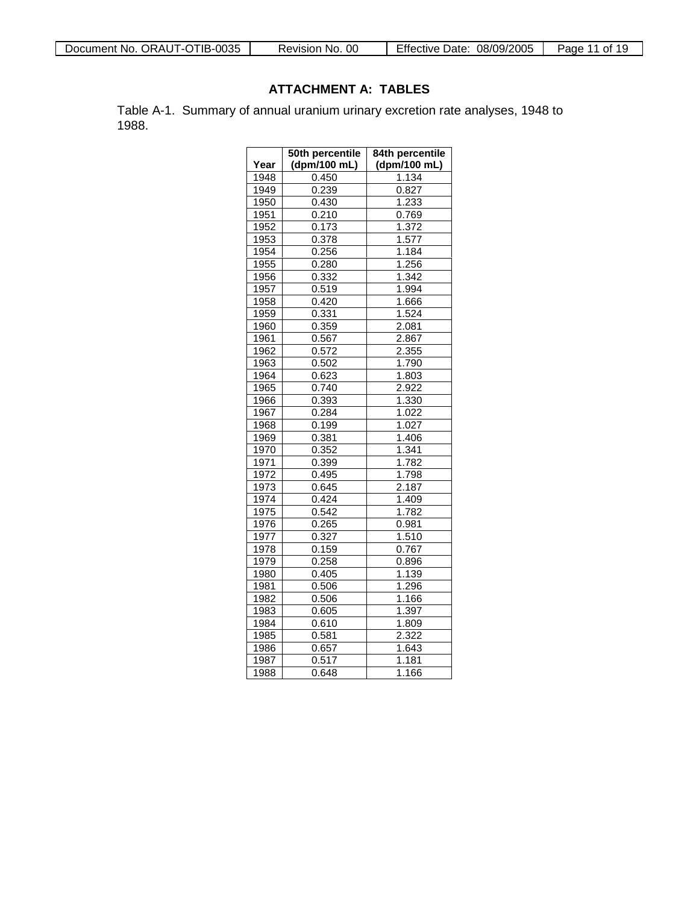## ATTACHMENT A: TABLES

Table A-1. Summary of annual uranium urinary excretion rate analyses, 1948 to 1988.

| Year | 50th percentile (dpm/100 mL) | 84th percentile (dpm/100 mL) |
|---|---|---|
| 1948 | 0.450 | 1.134 |
| 1949 | 0.239 | 0.827 |
| 1950 | 0.430 | 1.233 |
| 1951 | 0.210 | 0.769 |
| 1952 | 0.173 | 1.372 |
| 1953 | 0.378 | 1.577 |
| 1954 | 0.256 | 1.184 |
| 1955 | 0.280 | 1.256 |
| 1956 | 0.332 | 1.342 |
| 1957 | 0.519 | 1.994 |
| 1958 | 0.420 | 1.666 |
| 1959 | 0.331 | 1.524 |
| 1960 | 0.359 | 2.081 |
| 1961 | 0.567 | 2.867 |
| 1962 | 0.572 | 2.355 |
| 1963 | 0.502 | 1.790 |
| 1964 | 0.623 | 1.803 |
| 1965 | 0.740 | 2.922 |
| 1966 | 0.393 | 1.330 |
| 1967 | 0.284 | 1.022 |
| 1968 | 0.199 | 1.027 |
| 1969 | 0.381 | 1.406 |
| 1970 | 0.352 | 1.341 |
| 1971 | 0.399 | 1.782 |
| 1972 | 0.495 | 1.798 |
| 1973 | 0.645 | 2.187 |
| 1974 | 0.424 | 1.409 |
| 1975 | 0.542 | 1.782 |
| 1976 | 0.265 | 0.981 |
| 1977 | 0.327 | 1.510 |
| 1978 | 0.159 | 0.767 |
| 1979 | 0.258 | 0.896 |
| 1980 | 0.405 | 1.139 |
| 1981 | 0.506 | 1.296 |
| 1982 | 0.506 | 1.166 |
| 1983 | 0.605 | 1.397 |
| 1984 | 0.610 | 1.809 |
| 1985 | 0.581 | 2.322 |
| 1986 | 0.657 | 1.643 |
| 1987 | 0.517 | 1.181 |
| 1988 | 0.648 | 1.166 |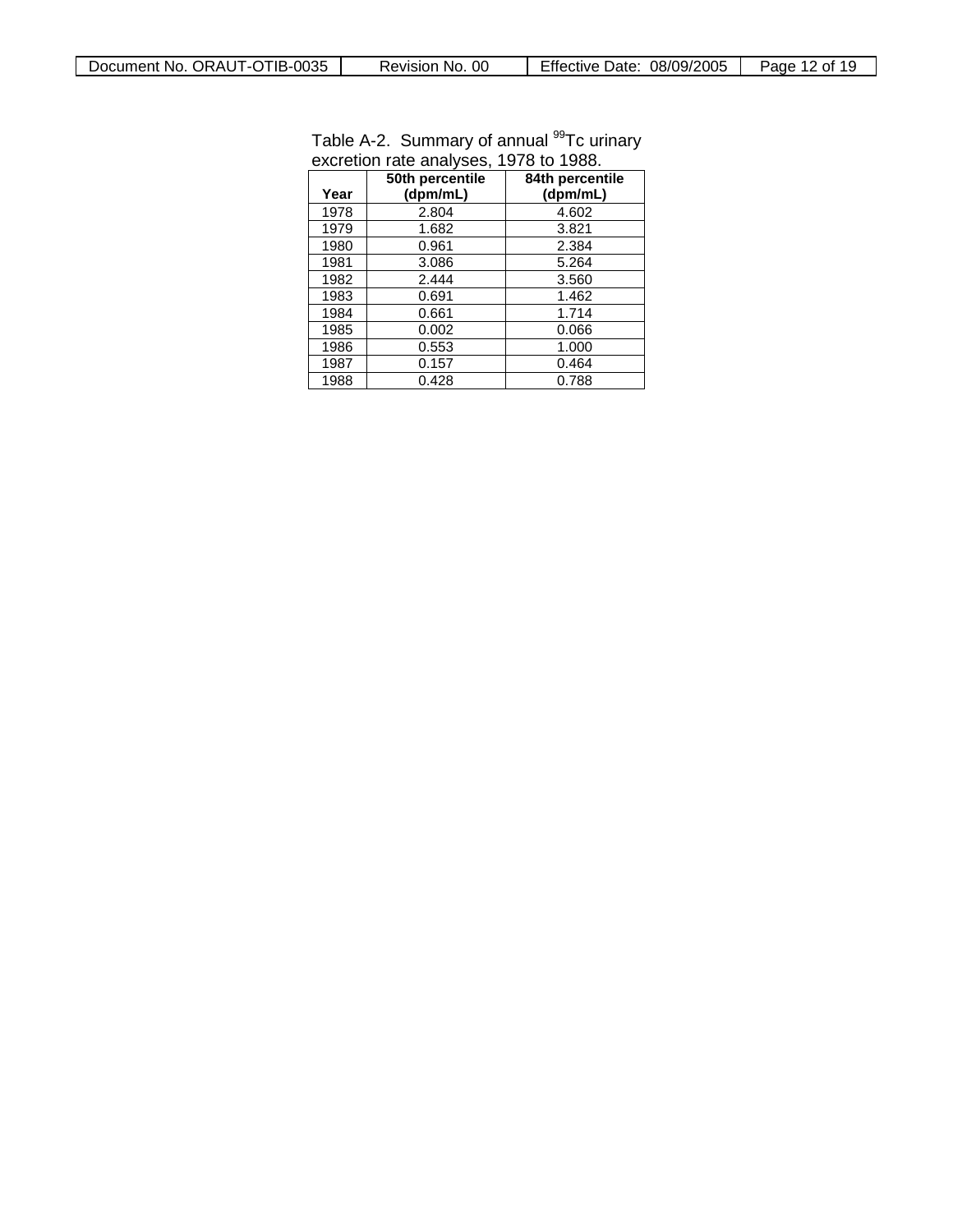Table A-2. Summary of annual $^{99}Tc$ urinary excretion rate analyses, 1978 to 1988.

| Year | 50th percentile (dpm/mL) | 84th percentile (dpm/mL) |
|---|---|---|
| 1978 | 2.804 | 4.602 |
| 1979 | 1.682 | 3.821 |
| 1980 | 0.961 | 2.384 |
| 1981 | 3.086 | 5.264 |
| 1982 | 2.444 | 3.560 |
| 1983 | 0.691 | 1.462 |
| 1984 | 0.661 | 1.714 |
| 1985 | 0.002 | 0.066 |
| 1986 | 0.553 | 1.000 |
| 1987 | 0.157 | 0.464 |
| 1988 | 0.428 | 0.788 |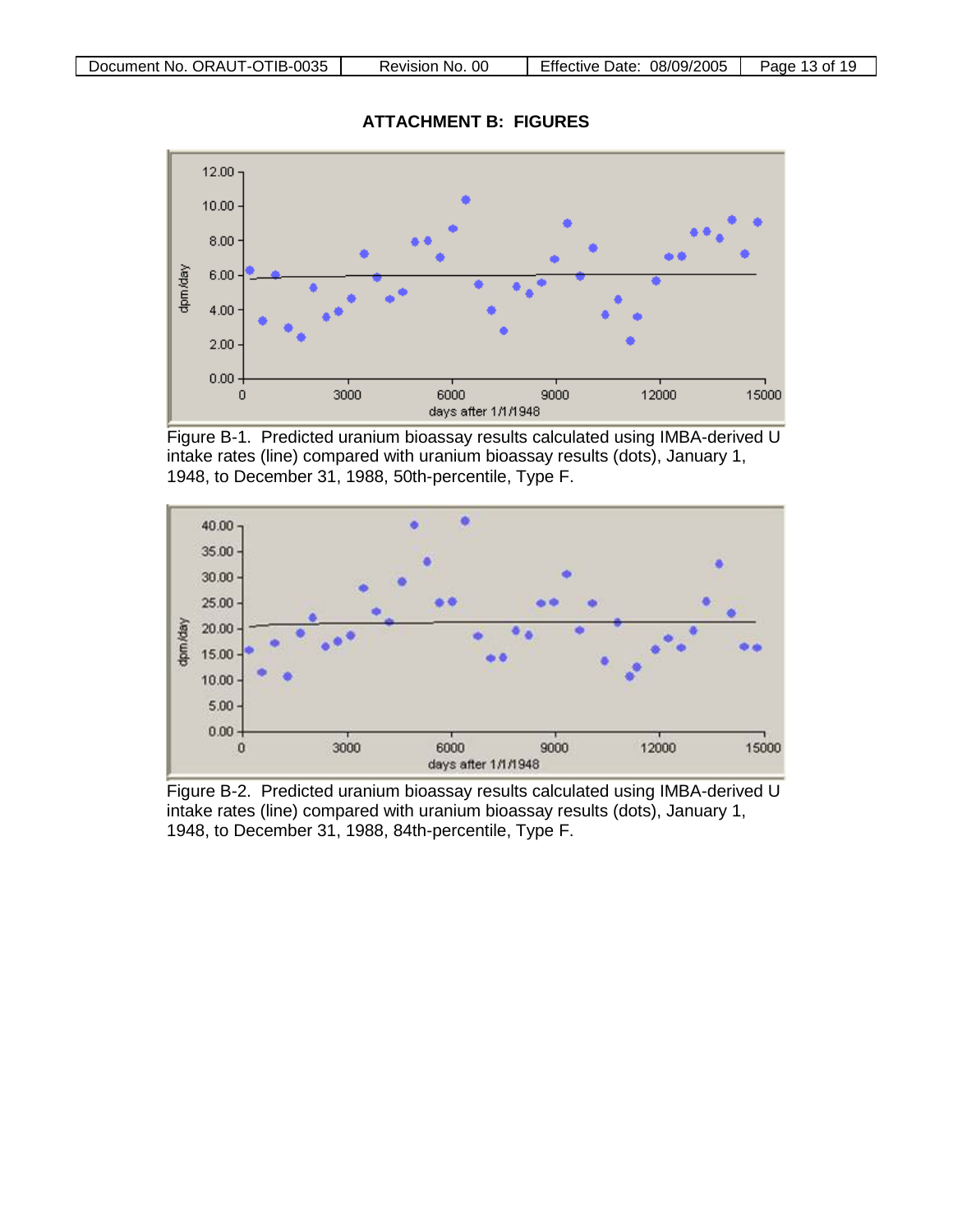## ATTACHMENT B: FIGURES

Figure B-1. Predicted uranium bioassay results calculated using IMBA-derived U intake rates (line) compared with uranium bioassay results (dots), January 1, 1948, to December 31, 1988, 50th-percentile, Type F.

Figure B-2. Predicted uranium bioassay results calculated using IMBA-derived U intake rates (line) compared with uranium bioassay results (dots), January 1, 1948, to December 31, 1988, 84th-percentile, Type F.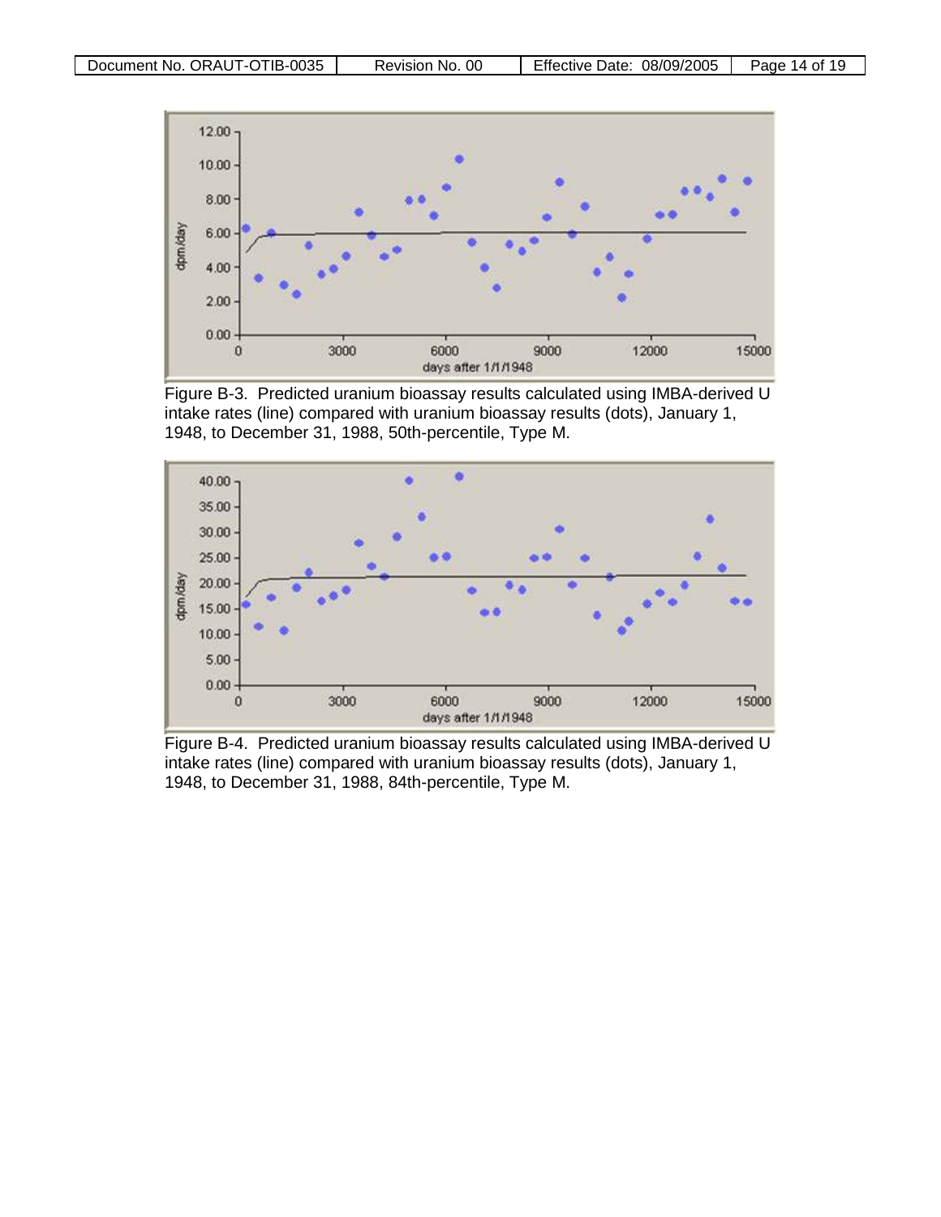Figure B-3. Predicted uranium bioassay results calculated using IMBA-derived U intake rates (line) compared with uranium bioassay results (dots), January 1, 1948, to December 31, 1988, 50th-percentile, Type M.

Figure B-4. Predicted uranium bioassay results calculated using IMBA-derived U intake rates (line) compared with uranium bioassay results (dots), January 1, 1948, to December 31, 1988, 84th-percentile, Type M.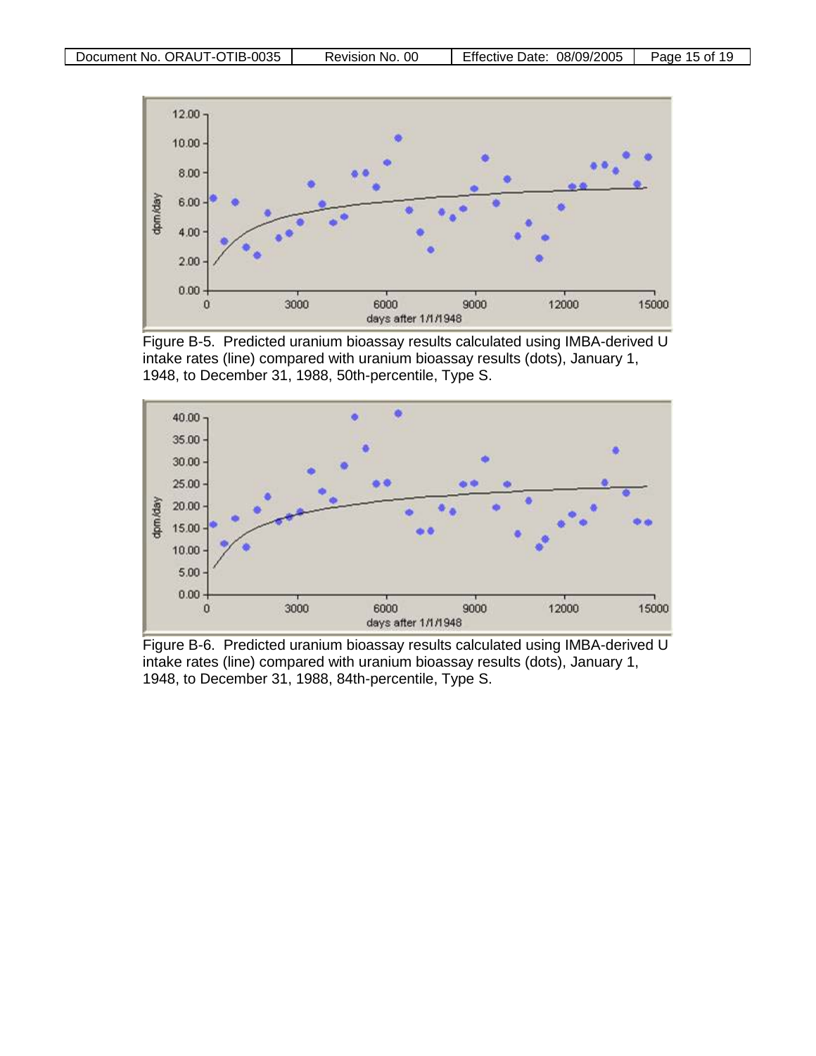Figure B-5. Predicted uranium bioassay results calculated using IMBA-derived U intake rates (line) compared with uranium bioassay results (dots), January 1, 1948, to December 31, 1988, 50th-percentile, Type S.

Figure B-6. Predicted uranium bioassay results calculated using IMBA-derived U intake rates (line) compared with uranium bioassay results (dots), January 1, 1948, to December 31, 1988, 84th-percentile, Type S.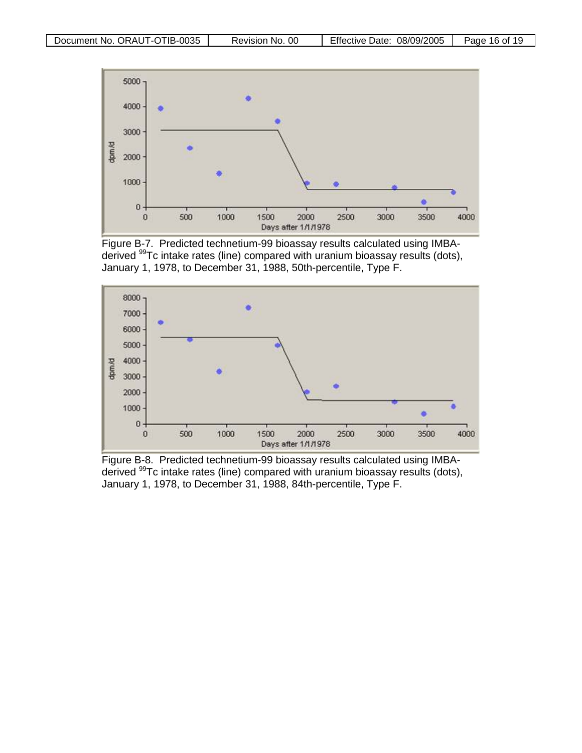Figure B-7. Predicted technetium-99 bioassay results calculated using IMBA-derived $^{99}$Tc intake rates (line) compared with uranium bioassay results (dots), January 1, 1978, to December 31, 1988, 50th-percentile, Type F.

Figure B-8. Predicted technetium-99 bioassay results calculated using IMBA-derived $^{99}$Tc intake rates (line) compared with uranium bioassay results (dots), January 1, 1978, to December 31, 1988, 84th-percentile, Type F.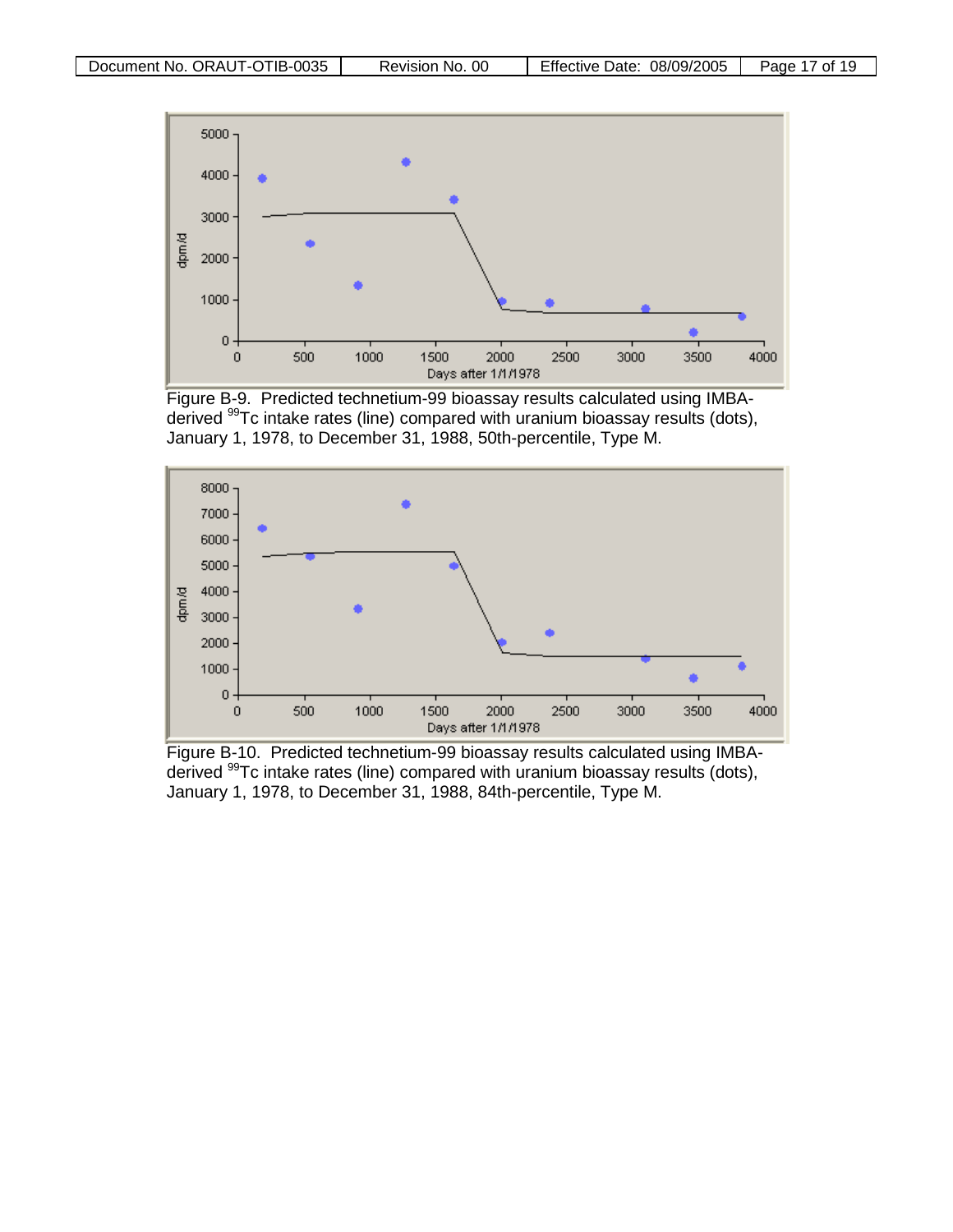Figure B-9. Predicted technetium-99 bioassay results calculated using IMBA-derived $^{99}$Tc intake rates (line) compared with uranium bioassay results (dots), January 1, 1978, to December 31, 1988, 50th-percentile, Type M.

Figure B-10. Predicted technetium-99 bioassay results calculated using IMBA-derived $^{99}$Tc intake rates (line) compared with uranium bioassay results (dots), January 1, 1978, to December 31, 1988, 84th-percentile, Type M.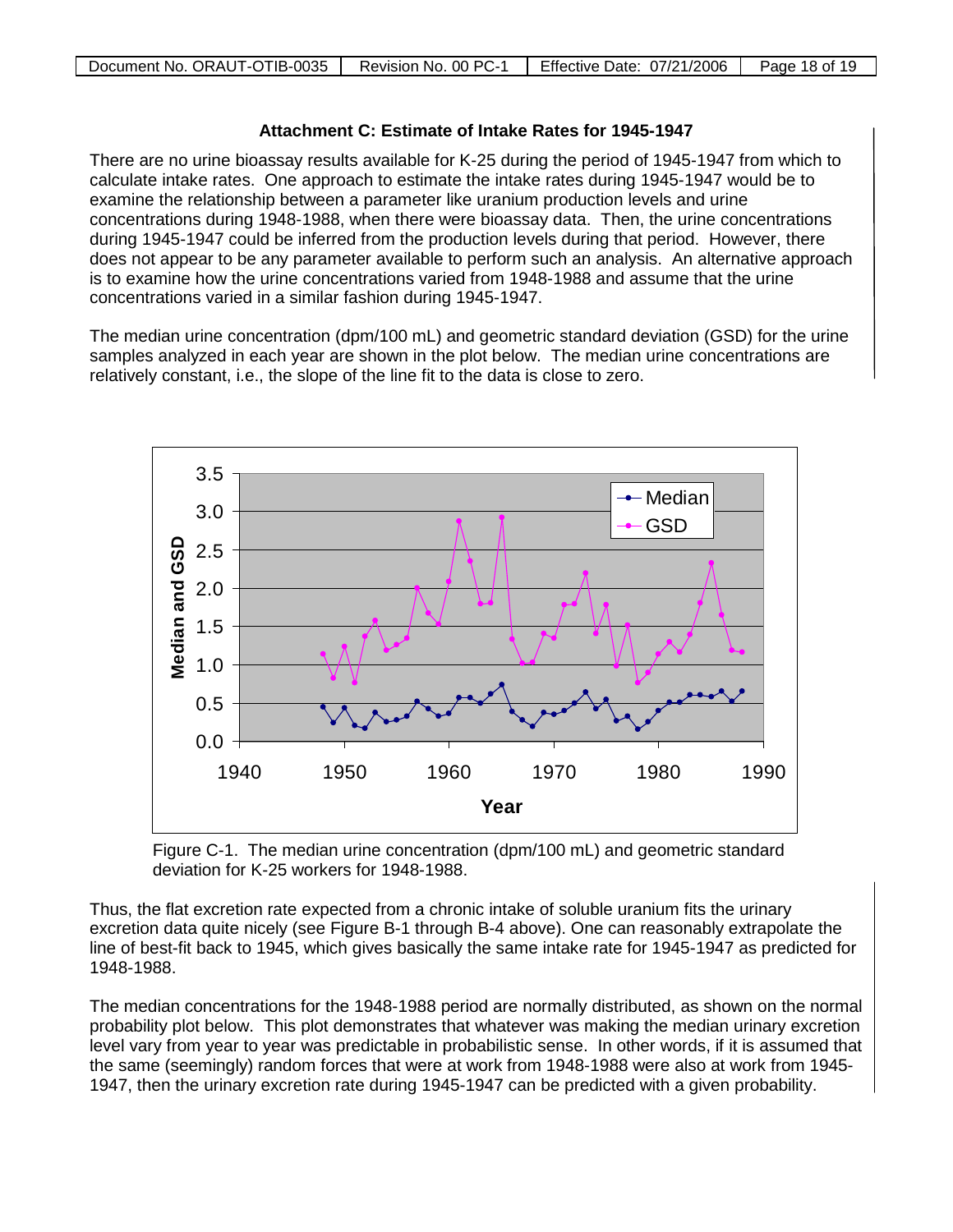## Attachment C: Estimate of Intake Rates for 1945-1947

There are no urine bioassay results available for K-25 during the period of 1945-1947 from which to calculate intake rates. One approach to estimate the intake rates during 1945-1947 would be to examine the relationship between a parameter like uranium production levels and urine concentrations during 1948-1988, when there were bioassay data. Then, the urine concentrations during 1945-1947 could be inferred from the production levels during that period. However, there does not appear to be any parameter available to perform such an analysis. An alternative approach is to examine how the urine concentrations varied from 1948-1988 and assume that the urine concentrations varied in a similar fashion during 1945-1947.

The median urine concentration (dpm/100 mL) and geometric standard deviation (GSD) for the urine samples analyzed in each year are shown in the plot below. The median urine concentrations are relatively constant, i.e., the slope of the line fit to the data is close to zero.

Figure C-1. The median urine concentration (dpm/100 mL) and geometric standard deviation for K-25 workers for 1948-1988.

Thus, the flat excretion rate expected from a chronic intake of soluble uranium fits the urinary excretion data quite nicely (see Figure B-1 through B-4 above). One can reasonably extrapolate the line of best-fit back to 1945, which gives basically the same intake rate for 1945-1947 as predicted for 1948-1988.

The median concentrations for the 1948-1988 period are normally distributed, as shown on the normal probability plot below. This plot demonstrates that whatever was making the median urinary excretion level vary from year to year was predictable in probabilistic sense. In other words, if it is assumed that the same (seemingly) random forces that were at work from 1948-1988 were also at work from 1945-1947, then the urinary excretion rate during 1945-1947 can be predicted with a given probability.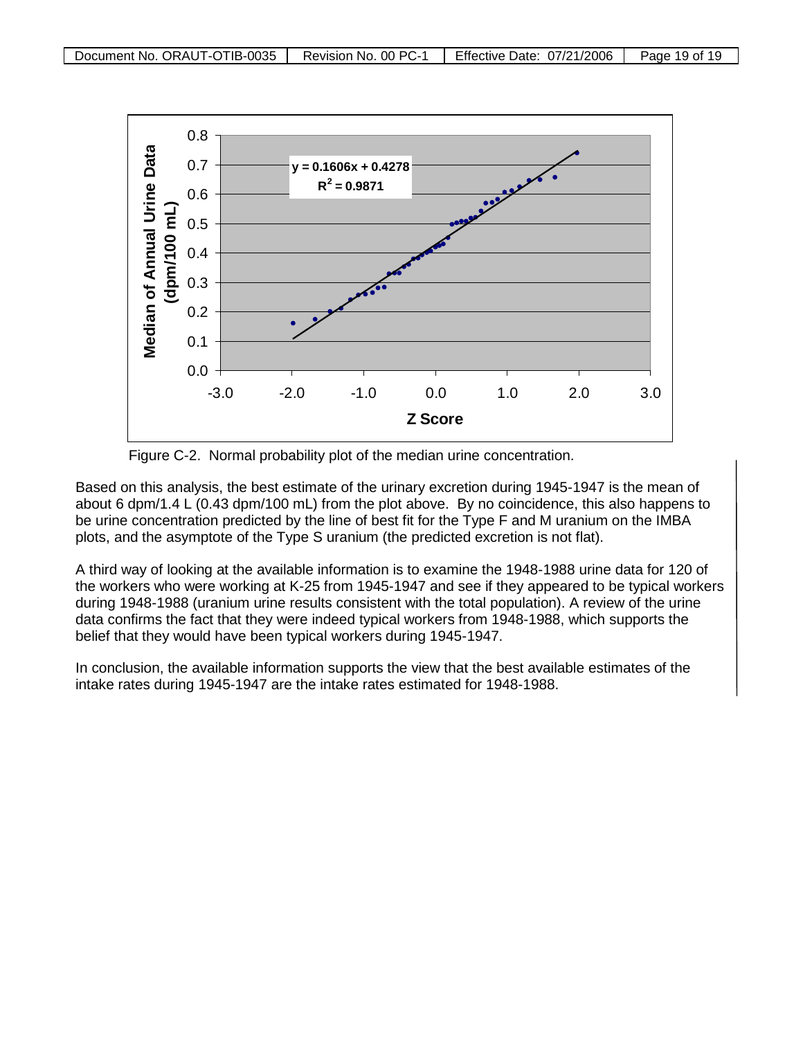0.8
0.7
0.6
0.5
0.4
0.3
0.2
0.1
0.0

Median of Annual Urine Data (dpm/100 mL)

$y = 0.1606x + 0.4278$

$R^2 = 0.9871$

-3.0 -2.0 -1.0 0.0 1.0 2.0 3.0

Z Score

Figure C-2. Normal probability plot of the median urine concentration.

Based on this analysis, the best estimate of the urinary excretion during 1945-1947 is the mean of about 6 dpm/1.4 L (0.43 dpm/100 mL) from the plot above. By no coincidence, this also happens to be urine concentration predicted by the line of best fit for the Type F and M uranium on the IMBA plots, and the asymptote of the Type S uranium (the predicted excretion is not flat).

A third way of looking at the available information is to examine the 1948-1988 urine data for 120 of the workers who were working at K-25 from 1945-1947 and see if they appeared to be typical workers during 1948-1988 (uranium urine results consistent with the total population). A review of the urine data confirms the fact that they were indeed typical workers from 1948-1988, which supports the belief that they would have been typical workers during 1945-1947.

In conclusion, the available information supports the view that the best available estimates of the intake rates during 1945-1947 are the intake rates estimated for 1948-1988.